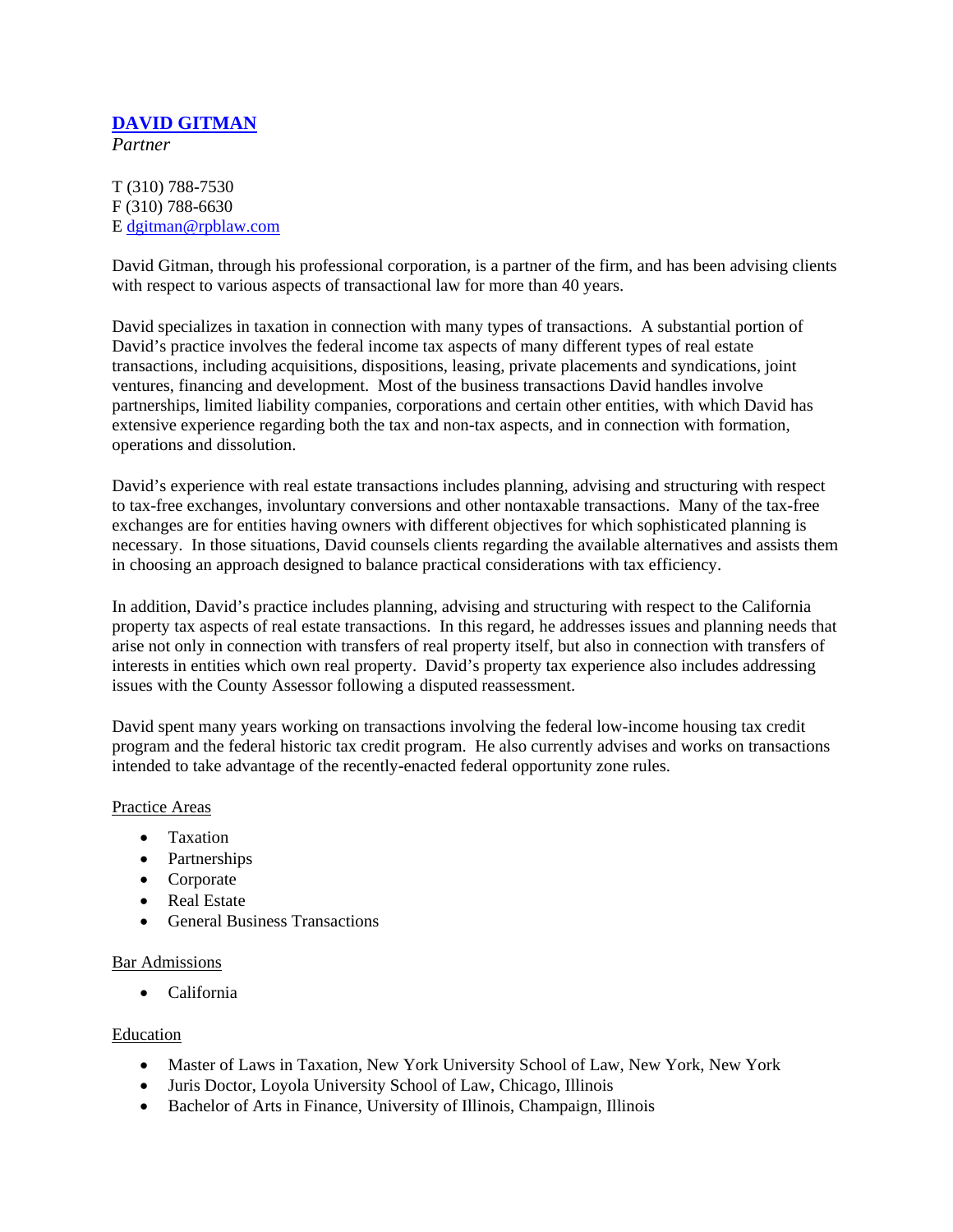# [DAVID GITMAN](#)

*Partner*

T (310) 788-7530
F (310) 788-6630
E [dgitman@rpblaw.com](mailto:dgitman@rpblaw.com)

David Gitman, through his professional corporation, is a partner of the firm, and has been advising clients with respect to various aspects of transactional law for more than 40 years.

David specializes in taxation in connection with many types of transactions. A substantial portion of David's practice involves the federal income tax aspects of many different types of real estate transactions, including acquisitions, dispositions, leasing, private placements and syndications, joint ventures, financing and development. Most of the business transactions David handles involve partnerships, limited liability companies, corporations and certain other entities, with which David has extensive experience regarding both the tax and non-tax aspects, and in connection with formation, operations and dissolution.

David's experience with real estate transactions includes planning, advising and structuring with respect to tax-free exchanges, involuntary conversions and other nontaxable transactions. Many of the tax-free exchanges are for entities having owners with different objectives for which sophisticated planning is necessary. In those situations, David counsels clients regarding the available alternatives and assists them in choosing an approach designed to balance practical considerations with tax efficiency.

In addition, David's practice includes planning, advising and structuring with respect to the California property tax aspects of real estate transactions. In this regard, he addresses issues and planning needs that arise not only in connection with transfers of real property itself, but also in connection with transfers of interests in entities which own real property. David's property tax experience also includes addressing issues with the County Assessor following a disputed reassessment.

David spent many years working on transactions involving the federal low-income housing tax credit program and the federal historic tax credit program. He also currently advises and works on transactions intended to take advantage of the recently-enacted federal opportunity zone rules.

## Practice Areas

- Taxation
- Partnerships
- Corporate
- Real Estate
- General Business Transactions

## Bar Admissions

- California

## Education

- Master of Laws in Taxation, New York University School of Law, New York, New York
- Juris Doctor, Loyola University School of Law, Chicago, Illinois
- Bachelor of Arts in Finance, University of Illinois, Champaign, Illinois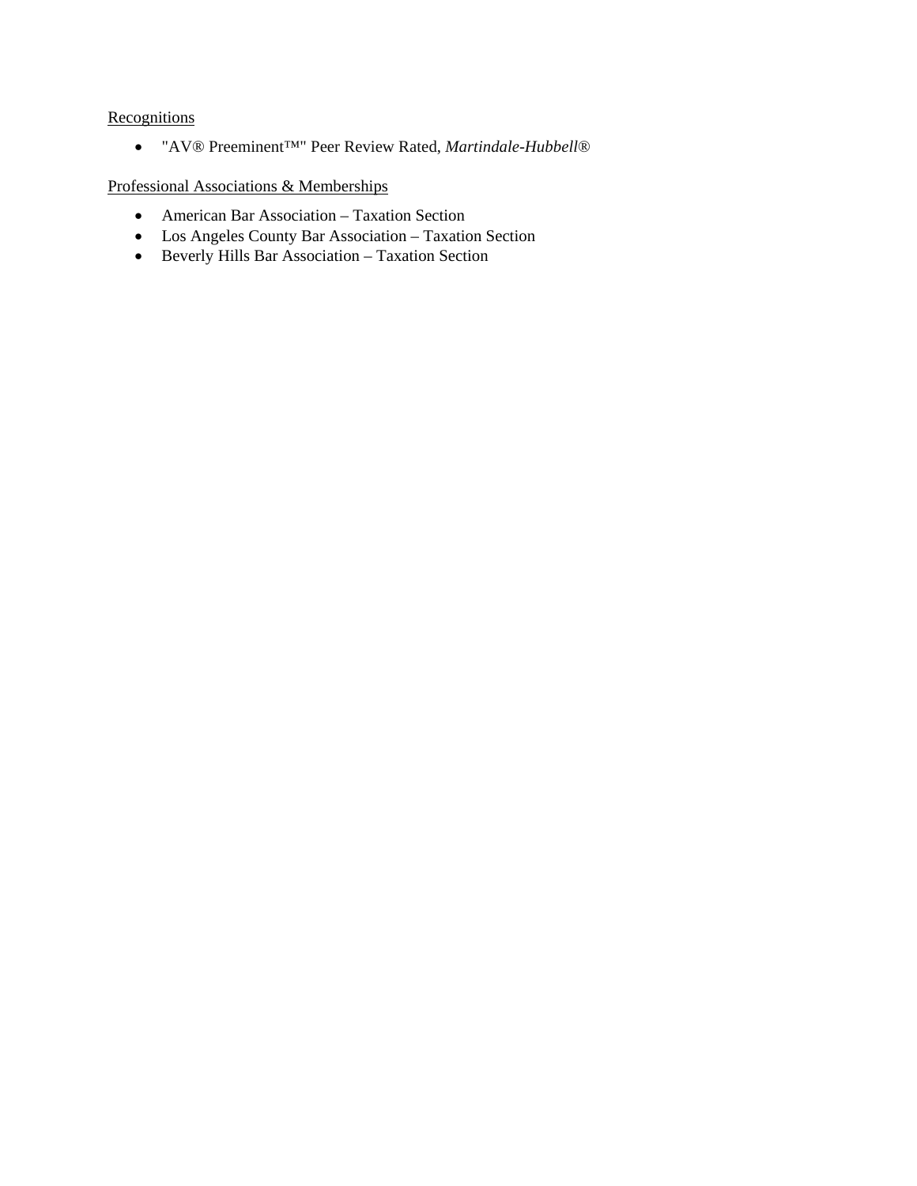Recognitions

- "AV® Preeminent™" Peer Review Rated, *Martindale-Hubbell®*

Professional Associations & Memberships

- American Bar Association – Taxation Section
- Los Angeles County Bar Association – Taxation Section
- Beverly Hills Bar Association – Taxation Section